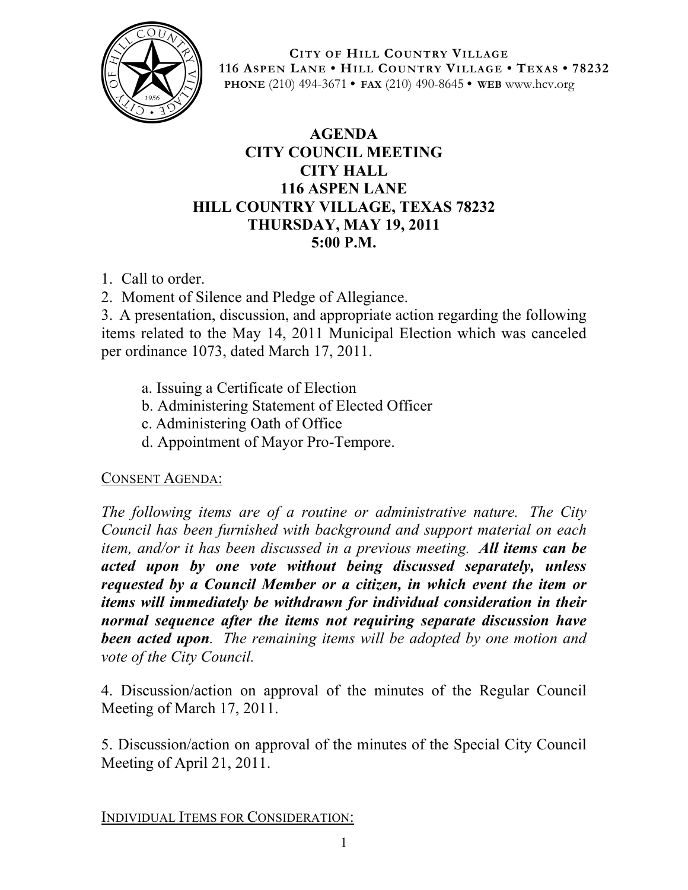**CITY OF HILL COUNTRY VILLAGE**
**116 ASPEN LANE • HILL COUNTRY VILLAGE • TEXAS • 78232**
**PHONE** (210) 494-3671 • **FAX** (210) 490-8645 • **WEB** www.hcv.org

# AGENDA
# CITY COUNCIL MEETING
# CITY HALL
# 116 ASPEN LANE
# HILL COUNTRY VILLAGE, TEXAS 78232
# THURSDAY, MAY 19, 2011
# 5:00 P.M.

1. Call to order.
2. Moment of Silence and Pledge of Allegiance.
3. A presentation, discussion, and appropriate action regarding the following items related to the May 14, 2011 Municipal Election which was canceled per ordinance 1073, dated March 17, 2011.

    a. Issuing a Certificate of Election
    b. Administering Statement of Elected Officer
    c. Administering Oath of Office
    d. Appointment of Mayor Pro-Tempore.

CONSENT AGENDA:

*The following items are of a routine or administrative nature. The City Council has been furnished with background and support material on each item, and/or it has been discussed in a previous meeting.* ***All items can be acted upon by one vote without being discussed separately, unless requested by a Council Member or a citizen, in which event the item or items will immediately be withdrawn for individual consideration in their normal sequence after the items not requiring separate discussion have been acted upon****. The remaining items will be adopted by one motion and vote of the City Council.*

4. Discussion/action on approval of the minutes of the Regular Council Meeting of March 17, 2011.

5. Discussion/action on approval of the minutes of the Special City Council Meeting of April 21, 2011.

INDIVIDUAL ITEMS FOR CONSIDERATION: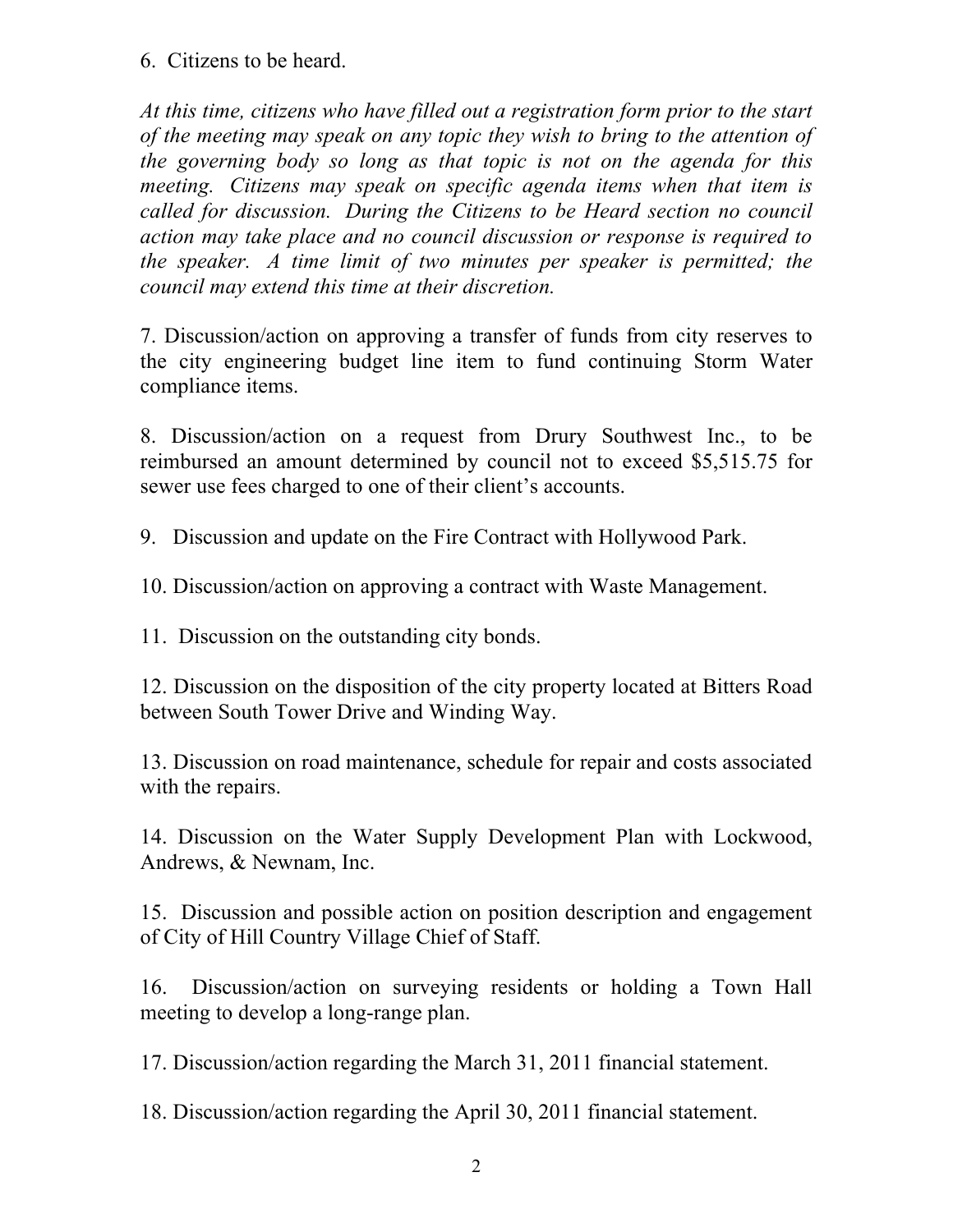6. Citizens to be heard.

*At this time, citizens who have filled out a registration form prior to the start of the meeting may speak on any topic they wish to bring to the attention of the governing body so long as that topic is not on the agenda for this meeting. Citizens may speak on specific agenda items when that item is called for discussion. During the Citizens to be Heard section no council action may take place and no council discussion or response is required to the speaker. A time limit of two minutes per speaker is permitted; the council may extend this time at their discretion.*

7. Discussion/action on approving a transfer of funds from city reserves to the city engineering budget line item to fund continuing Storm Water compliance items.

8. Discussion/action on a request from Drury Southwest Inc., to be reimbursed an amount determined by council not to exceed $5,515.75 for sewer use fees charged to one of their client's accounts.

9. Discussion and update on the Fire Contract with Hollywood Park.

10. Discussion/action on approving a contract with Waste Management.

11. Discussion on the outstanding city bonds.

12. Discussion on the disposition of the city property located at Bitters Road between South Tower Drive and Winding Way.

13. Discussion on road maintenance, schedule for repair and costs associated with the repairs.

14. Discussion on the Water Supply Development Plan with Lockwood, Andrews, & Newnam, Inc.

15. Discussion and possible action on position description and engagement of City of Hill Country Village Chief of Staff.

16. Discussion/action on surveying residents or holding a Town Hall meeting to develop a long-range plan.

17. Discussion/action regarding the March 31, 2011 financial statement.

18. Discussion/action regarding the April 30, 2011 financial statement.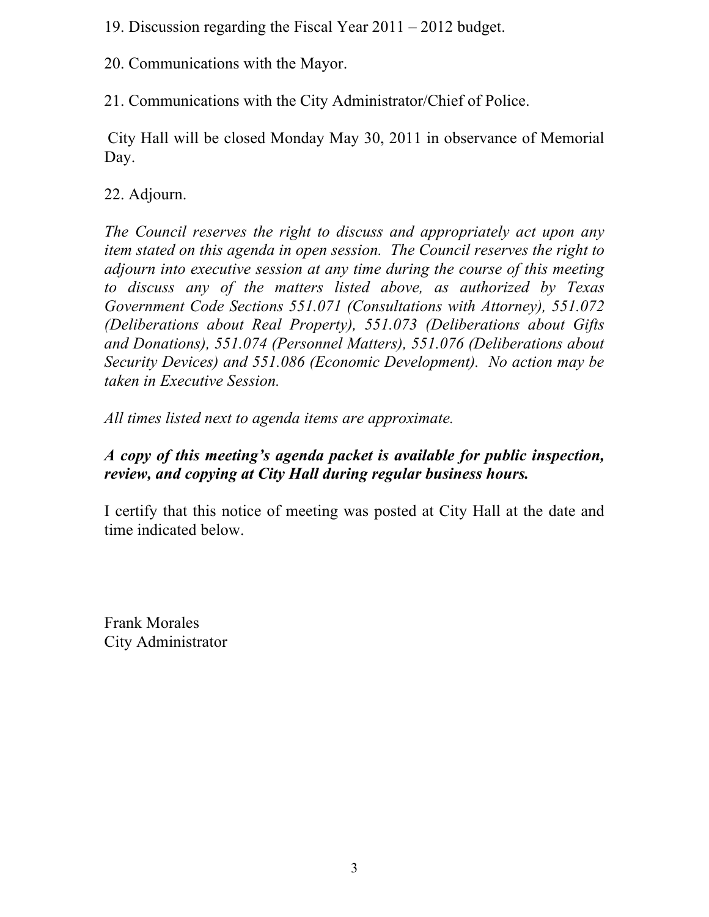19. Discussion regarding the Fiscal Year 2011 – 2012 budget.

20. Communications with the Mayor.

21. Communications with the City Administrator/Chief of Police.

City Hall will be closed Monday May 30, 2011 in observance of Memorial Day.

22. Adjourn.

*The Council reserves the right to discuss and appropriately act upon any item stated on this agenda in open session. The Council reserves the right to adjourn into executive session at any time during the course of this meeting to discuss any of the matters listed above, as authorized by Texas Government Code Sections 551.071 (Consultations with Attorney), 551.072 (Deliberations about Real Property), 551.073 (Deliberations about Gifts and Donations), 551.074 (Personnel Matters), 551.076 (Deliberations about Security Devices) and 551.086 (Economic Development). No action may be taken in Executive Session.*

*All times listed next to agenda items are approximate.*

***A copy of this meeting's agenda packet is available for public inspection, review, and copying at City Hall during regular business hours.***

I certify that this notice of meeting was posted at City Hall at the date and time indicated below.

Frank Morales
City Administrator